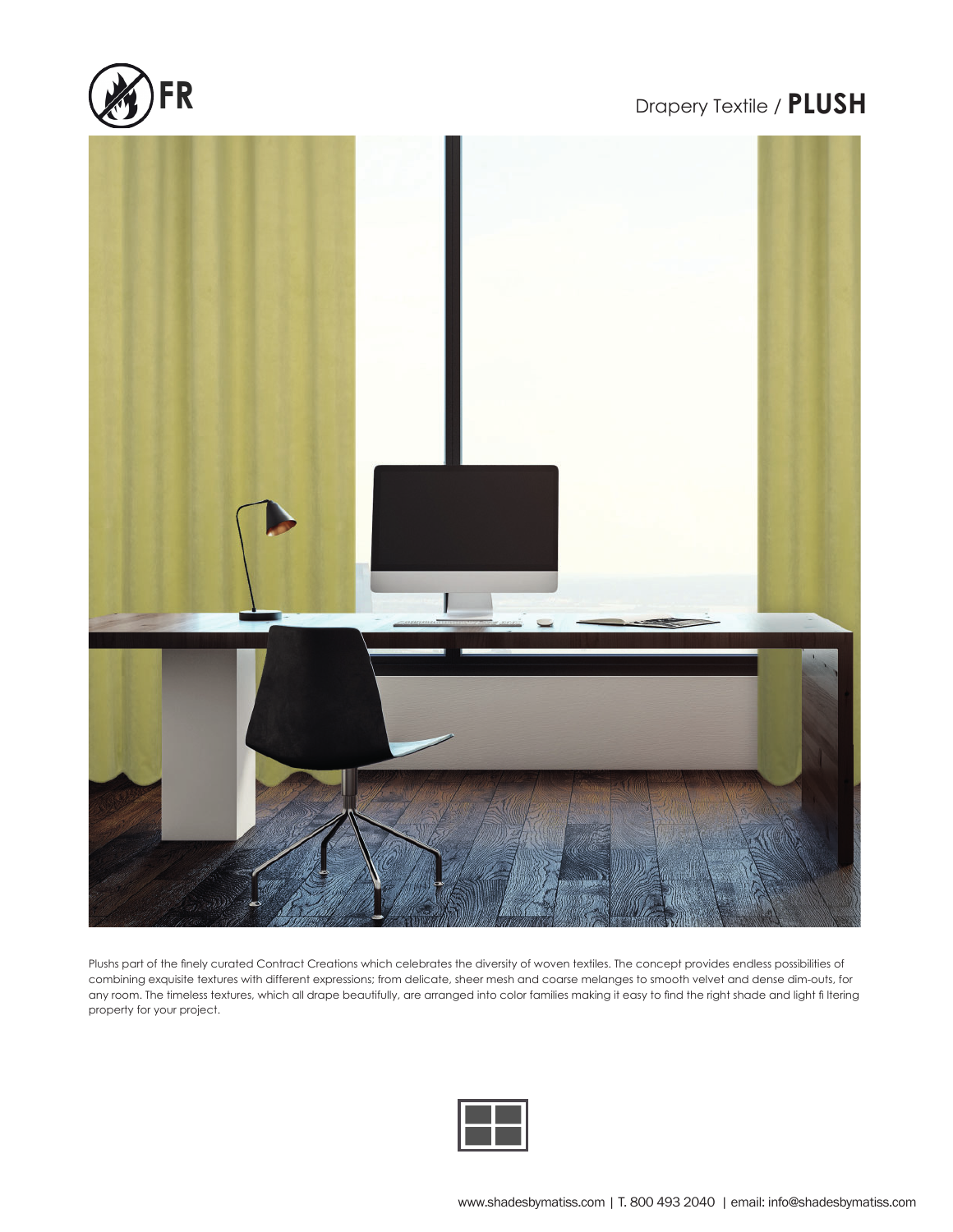FR

# Drapery Textile / **PLUSH**

Plushs part of the finely curated Contract Creations which celebrates the diversity of woven textiles. The concept provides endless possibilities of combining exquisite textures with different expressions; from delicate, sheer mesh and coarse melanges to smooth velvet and dense dim-outs, for any room. The timeless textures, which all drape beautifully, are arranged into color families making it easy to find the right shade and light fi ltering property for your project.

www.shadesbymatiss.com | T. 800 493 2040 | email: info@shadesbymatiss.com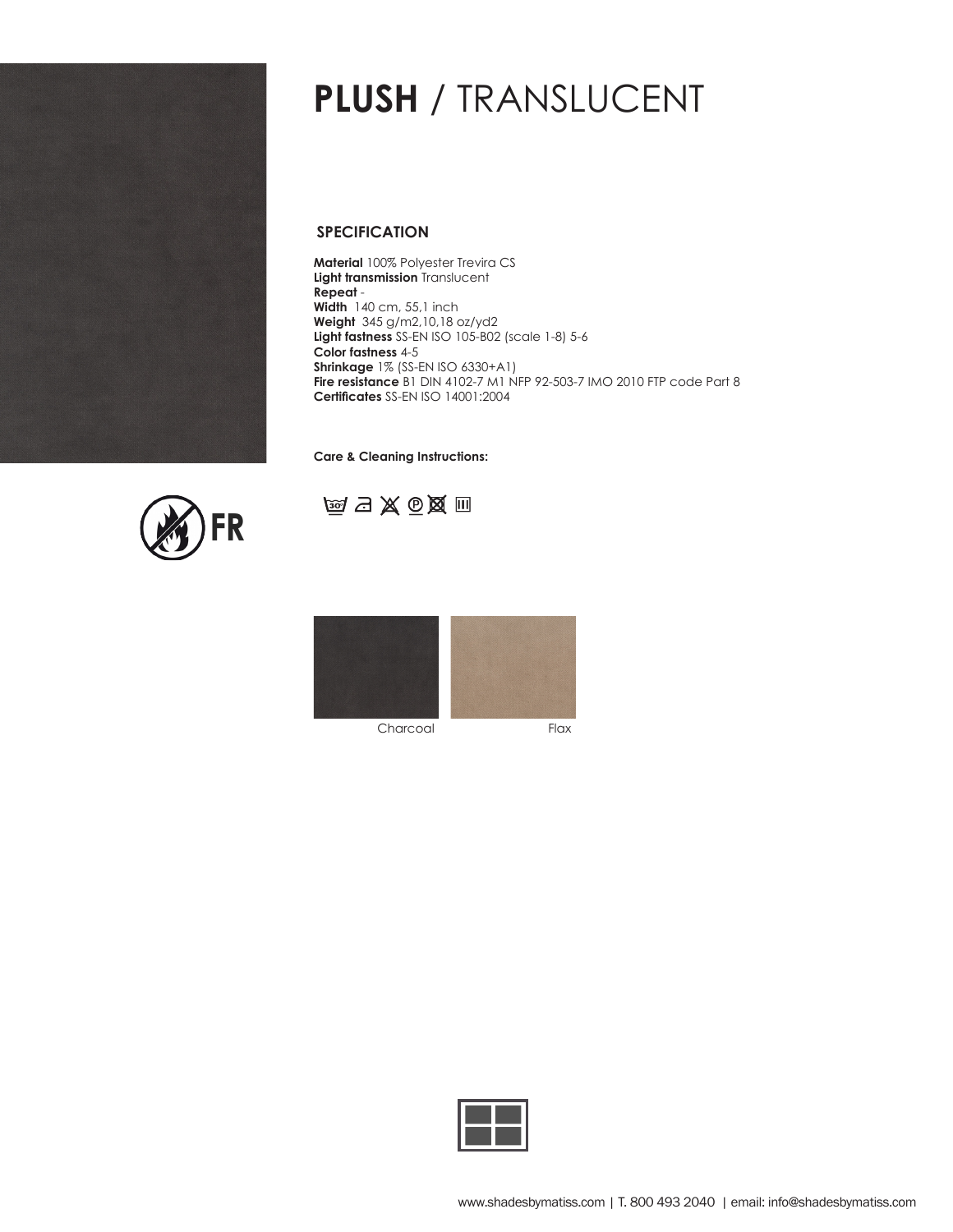# **PLUSH** / TRANSLUCENT

## SPECIFICATION

**Material** 100% Polyester Trevira CS
**Light transmission** Translucent
**Repeat** -
**Width** 140 cm, 55,1 inch
**Weight** 345 g/m2,10,18 oz/yd2
**Light fastness** SS-EN ISO 105-B02 (scale 1-8) 5-6
**Color fastness** 4-5
**Shrinkage** 1% (SS-EN ISO 6330+A1)
**Fire resistance** B1 DIN 4102-7 M1 NFP 92-503-7 IMO 2010 FTP code Part 8
**Certificates** SS-EN ISO 14001:2004

**Care & Cleaning Instructions:**

FR

Charcoal

Flax

www.shadesbymatiss.com | T. 800 493 2040 | email: info@shadesbymatiss.com